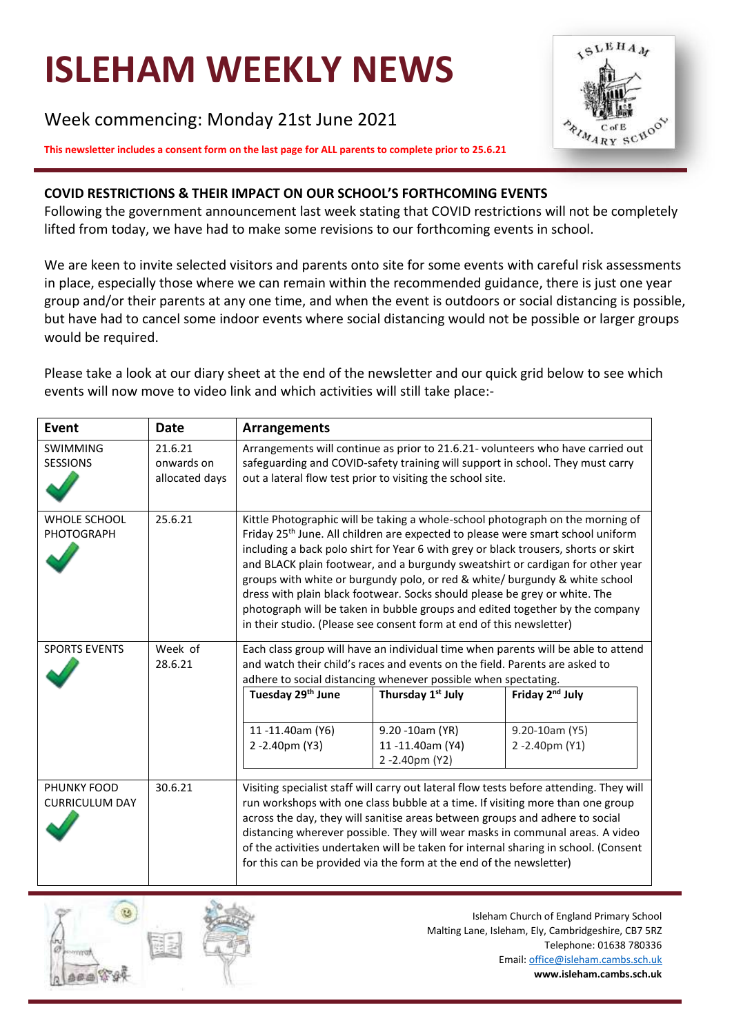# ISLEHAM WEEKLY NEWS

Week commencing: Monday 21st June 2021

**This newsletter includes a consent form on the last page for ALL parents to complete prior to 25.6.21**

## COVID RESTRICTIONS & THEIR IMPACT ON OUR SCHOOL'S FORTHCOMING EVENTS

Following the government announcement last week stating that COVID restrictions will not be completely lifted from today, we have had to make some revisions to our forthcoming events in school.

We are keen to invite selected visitors and parents onto site for some events with careful risk assessments in place, especially those where we can remain within the recommended guidance, there is just one year group and/or their parents at any one time, and when the event is outdoors or social distancing is possible, but have had to cancel some indoor events where social distancing would not be possible or larger groups would be required.

Please take a look at our diary sheet at the end of the newsletter and our quick grid below to see which events will now move to video link and which activities will still take place:-

| Event | Date | Arrangements |
|---|---|---|
| SWIMMING SESSIONS ✓ | 21.6.21 onwards on allocated days | Arrangements will continue as prior to 21.6.21- volunteers who have carried out safeguarding and COVID-safety training will support in school. They must carry out a lateral flow test prior to visiting the school site. |
| WHOLE SCHOOL PHOTOGRAPH ✓ | 25.6.21 | Kittle Photographic will be taking a whole-school photograph on the morning of Friday 25th June. All children are expected to please were smart school uniform including a back polo shirt for Year 6 with grey or black trousers, shorts or skirt and BLACK plain footwear, and a burgundy sweatshirt or cardigan for other year groups with white or burgundy polo, or red & white/ burgundy & white school dress with plain black footwear. Socks should please be grey or white. The photograph will be taken in bubble groups and edited together by the company in their studio. (Please see consent form at end of this newsletter) |
| SPORTS EVENTS ✓ | Week of 28.6.21 | Each class group will have an individual time when parents will be able to attend and watch their child's races and events on the field. Parents are asked to adhere to social distancing whenever possible when spectating.<br>**Tuesday 29th June**: 11 -11.40am (Y6), 2 -2.40pm (Y3)<br>**Thursday 1st July**: 9.20 -10am (YR), 11 -11.40am (Y4), 2 -2.40pm (Y2)<br>**Friday 2nd July**: 9.20-10am (Y5), 2 -2.40pm (Y1) |
| PHUNKY FOOD CURRICULUM DAY ✓ | 30.6.21 | Visiting specialist staff will carry out lateral flow tests before attending. They will run workshops with one class bubble at a time. If visiting more than one group across the day, they will sanitise areas between groups and adhere to social distancing wherever possible. They will wear masks in communal areas. A video of the activities undertaken will be taken for internal sharing in school. (Consent for this can be provided via the form at the end of the newsletter) |

Isleham Church of England Primary School
Malting Lane, Isleham, Ely, Cambridgeshire, CB7 5RZ
Telephone: 01638 780336
Email: office@isleham.cambs.sch.uk
**www.isleham.cambs.sch.uk**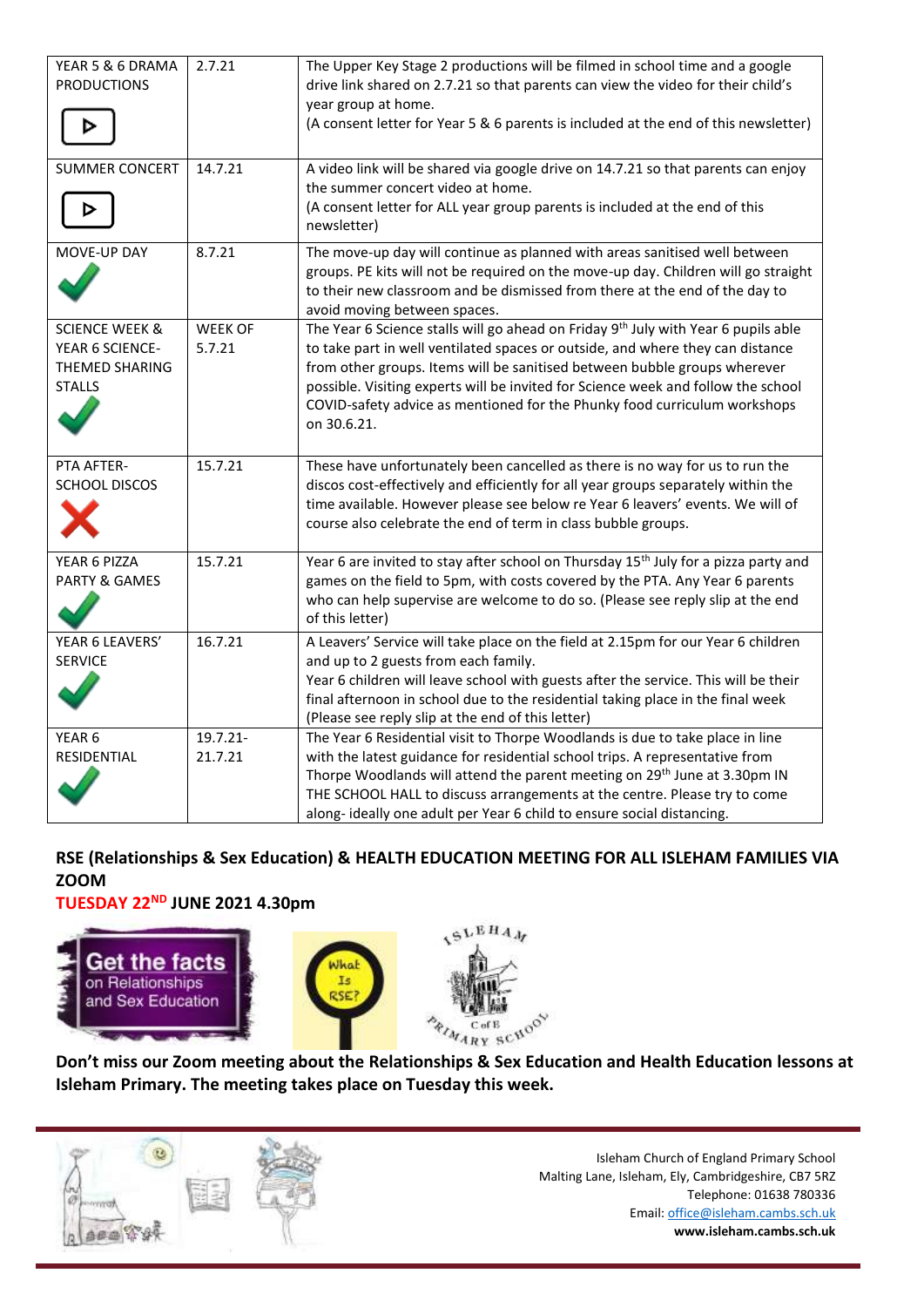| YEAR 5 & 6 DRAMA PRODUCTIONS | 2.7.21 | The Upper Key Stage 2 productions will be filmed in school time and a google drive link shared on 2.7.21 so that parents can view the video for their child's year group at home.<br>(A consent letter for Year 5 & 6 parents is included at the end of this newsletter) |
|---|---|---|
| SUMMER CONCERT | 14.7.21 | A video link will be shared via google drive on 14.7.21 so that parents can enjoy the summer concert video at home.<br>(A consent letter for ALL year group parents is included at the end of this newsletter) |
| MOVE-UP DAY | 8.7.21 | The move-up day will continue as planned with areas sanitised well between groups. PE kits will not be required on the move-up day. Children will go straight to their new classroom and be dismissed from there at the end of the day to avoid moving between spaces. |
| SCIENCE WEEK & YEAR 6 SCIENCE-THEMED SHARING STALLS | WEEK OF 5.7.21 | The Year 6 Science stalls will go ahead on Friday 9th July with Year 6 pupils able to take part in well ventilated spaces or outside, and where they can distance from other groups. Items will be sanitised between bubble groups wherever possible. Visiting experts will be invited for Science week and follow the school COVID-safety advice as mentioned for the Phunky food curriculum workshops on 30.6.21. |
| PTA AFTER-SCHOOL DISCOS | 15.7.21 | These have unfortunately been cancelled as there is no way for us to run the discos cost-effectively and efficiently for all year groups separately within the time available. However please see below re Year 6 leavers' events. We will of course also celebrate the end of term in class bubble groups. |
| YEAR 6 PIZZA PARTY & GAMES | 15.7.21 | Year 6 are invited to stay after school on Thursday 15th July for a pizza party and games on the field to 5pm, with costs covered by the PTA. Any Year 6 parents who can help supervise are welcome to do so. (Please see reply slip at the end of this letter) |
| YEAR 6 LEAVERS' SERVICE | 16.7.21 | A Leavers' Service will take place on the field at 2.15pm for our Year 6 children and up to 2 guests from each family.<br>Year 6 children will leave school with guests after the service. This will be their final afternoon in school due to the residential taking place in the final week (Please see reply slip at the end of this letter) |
| YEAR 6 RESIDENTIAL | 19.7.21-21.7.21 | The Year 6 Residential visit to Thorpe Woodlands is due to take place in line with the latest guidance for residential school trips. A representative from Thorpe Woodlands will attend the parent meeting on 29th June at 3.30pm IN THE SCHOOL HALL to discuss arrangements at the centre. Please try to come along- ideally one adult per Year 6 child to ensure social distancing. |

## RSE (Relationships & Sex Education) & HEALTH EDUCATION MEETING FOR ALL ISLEHAM FAMILIES VIA ZOOM

## TUESDAY 22ND JUNE 2021 4.30pm

**Don't miss our Zoom meeting about the Relationships & Sex Education and Health Education lessons at Isleham Primary. The meeting takes place on Tuesday this week.**

Isleham Church of England Primary School
Malting Lane, Isleham, Ely, Cambridgeshire, CB7 5RZ
Telephone: 01638 780336
Email: office@isleham.cambs.sch.uk
**www.isleham.cambs.sch.uk**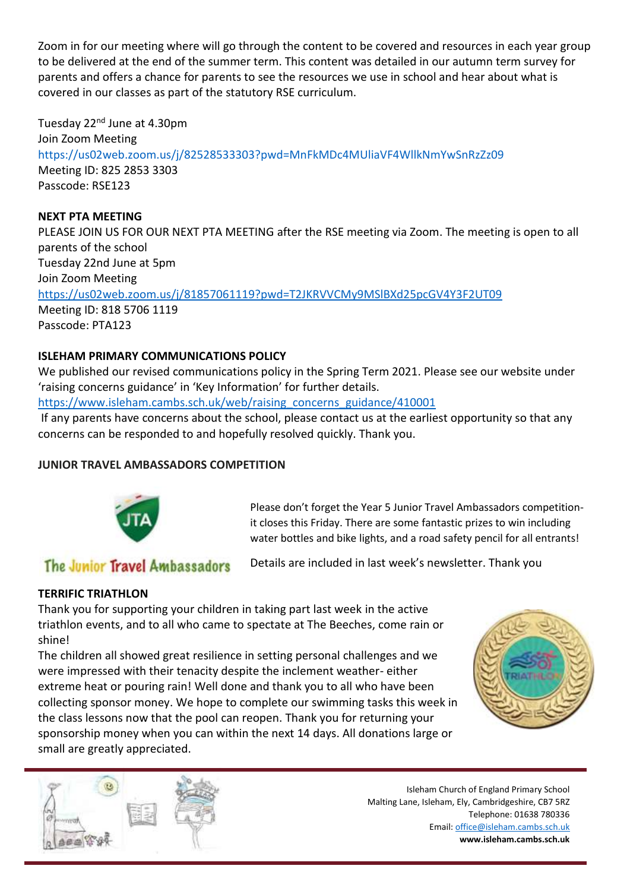Zoom in for our meeting where will go through the content to be covered and resources in each year group to be delivered at the end of the summer term. This content was detailed in our autumn term survey for parents and offers a chance for parents to see the resources we use in school and hear about what is covered in our classes as part of the statutory RSE curriculum.

Tuesday 22nd June at 4.30pm
Join Zoom Meeting
https://us02web.zoom.us/j/82528533303?pwd=MnFkMDc4MUliaVF4WllkNmYwSnRzZz09
Meeting ID: 825 2853 3303
Passcode: RSE123

**NEXT PTA MEETING**

PLEASE JOIN US FOR OUR NEXT PTA MEETING after the RSE meeting via Zoom. The meeting is open to all parents of the school
Tuesday 22nd June at 5pm
Join Zoom Meeting
https://us02web.zoom.us/j/81857061119?pwd=T2JKRVVCMy9MSlBXd25pcGV4Y3F2UT09
Meeting ID: 818 5706 1119
Passcode: PTA123

**ISLEHAM PRIMARY COMMUNICATIONS POLICY**

We published our revised communications policy in the Spring Term 2021. Please see our website under 'raising concerns guidance' in 'Key Information' for further details.
https://www.isleham.cambs.sch.uk/web/raising_concerns_guidance/410001

If any parents have concerns about the school, please contact us at the earliest opportunity so that any concerns can be responded to and hopefully resolved quickly. Thank you.

**JUNIOR TRAVEL AMBASSADORS COMPETITION**

The Junior Travel Ambassadors

Please don't forget the Year 5 Junior Travel Ambassadors competition- it closes this Friday. There are some fantastic prizes to win including water bottles and bike lights, and a road safety pencil for all entrants!

Details are included in last week's newsletter. Thank you

**TERRIFIC TRIATHLON**

Thank you for supporting your children in taking part last week in the active triathlon events, and to all who came to spectate at The Beeches, come rain or shine!

The children all showed great resilience in setting personal challenges and we were impressed with their tenacity despite the inclement weather- either extreme heat or pouring rain! Well done and thank you to all who have been collecting sponsor money. We hope to complete our swimming tasks this week in the class lessons now that the pool can reopen. Thank you for returning your sponsorship money when you can within the next 14 days. All donations large or small are greatly appreciated.

Isleham Church of England Primary School
Malting Lane, Isleham, Ely, Cambridgeshire, CB7 5RZ
Telephone: 01638 780336
Email: office@isleham.cambs.sch.uk
**www.isleham.cambs.sch.uk**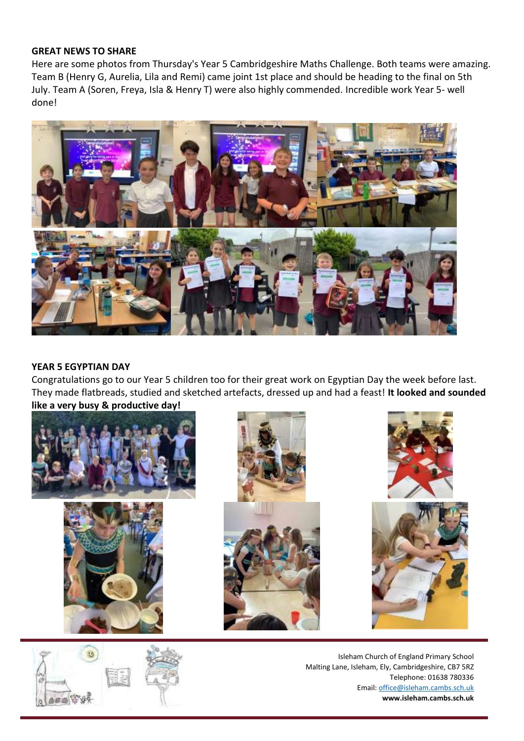**GREAT NEWS TO SHARE**

Here are some photos from Thursday's Year 5 Cambridgeshire Maths Challenge. Both teams were amazing. Team B (Henry G, Aurelia, Lila and Remi) came joint 1st place and should be heading to the final on 5th July. Team A (Soren, Freya, Isla & Henry T) were also highly commended. Incredible work Year 5- well done!

**YEAR 5 EGYPTIAN DAY**

Congratulations go to our Year 5 children too for their great work on Egyptian Day the week before last. They made flatbreads, studied and sketched artefacts, dressed up and had a feast! **It looked and sounded like a very busy & productive day!**

Isleham Church of England Primary School
Malting Lane, Isleham, Ely, Cambridgeshire, CB7 5RZ
Telephone: 01638 780336
Email: office@isleham.cambs.sch.uk
**www.isleham.cambs.sch.uk**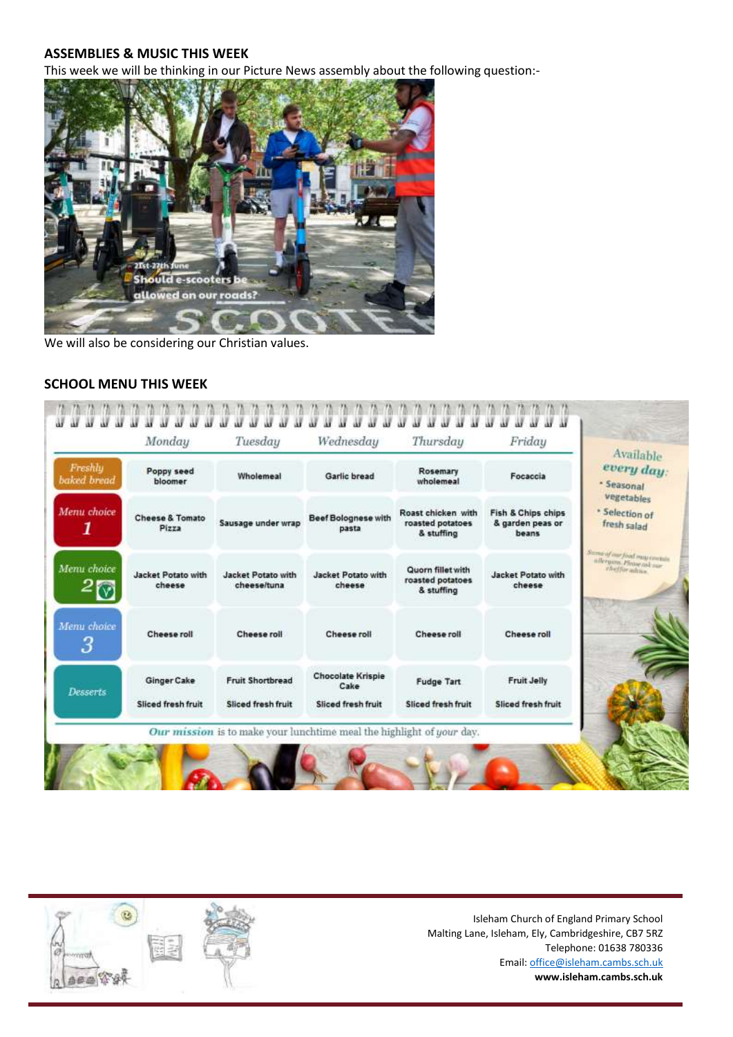## ASSEMBLIES & MUSIC THIS WEEK

This week we will be thinking in our Picture News assembly about the following question:-

21st-27th June
Should e-scooters be allowed on our roads?

We will also be considering our Christian values.

## SCHOOL MENU THIS WEEK

| | Monday | Tuesday | Wednesday | Thursday | Friday |
|---|---|---|---|---|---|
| Freshly baked bread | Poppy seed bloomer | Wholemeal | Garlic bread | Rosemary wholemeal | Focaccia |
| Menu choice 1 | Cheese & Tomato Pizza | Sausage under wrap | Beef Bolognese with pasta | Roast chicken with roasted potatoes & stuffing | Fish & Chips chips & garden peas or beans |
| Menu choice 2 | Jacket Potato with cheese | Jacket Potato with cheese/tuna | Jacket Potato with cheese | Quorn fillet with roasted potatoes & stuffing | Jacket Potato with cheese |
| Menu choice 3 | Cheese roll | Cheese roll | Cheese roll | Cheese roll | Cheese roll |
| Desserts | Ginger Cake<br>Sliced fresh fruit | Fruit Shortbread<br>Sliced fresh fruit | Chocolate Krispie Cake<br>Sliced fresh fruit | Fudge Tart<br>Sliced fresh fruit | Fruit Jelly<br>Sliced fresh fruit |

*Our mission* is to make your lunchtime meal the highlight of *your* day.

Available *every day*:
- Seasonal vegetables
- Selection of fresh salad

Some of our food may contain allergens. Please ask our chef for advice.

Isleham Church of England Primary School
Malting Lane, Isleham, Ely, Cambridgeshire, CB7 5RZ
Telephone: 01638 780336
Email: office@isleham.cambs.sch.uk
**www.isleham.cambs.sch.uk**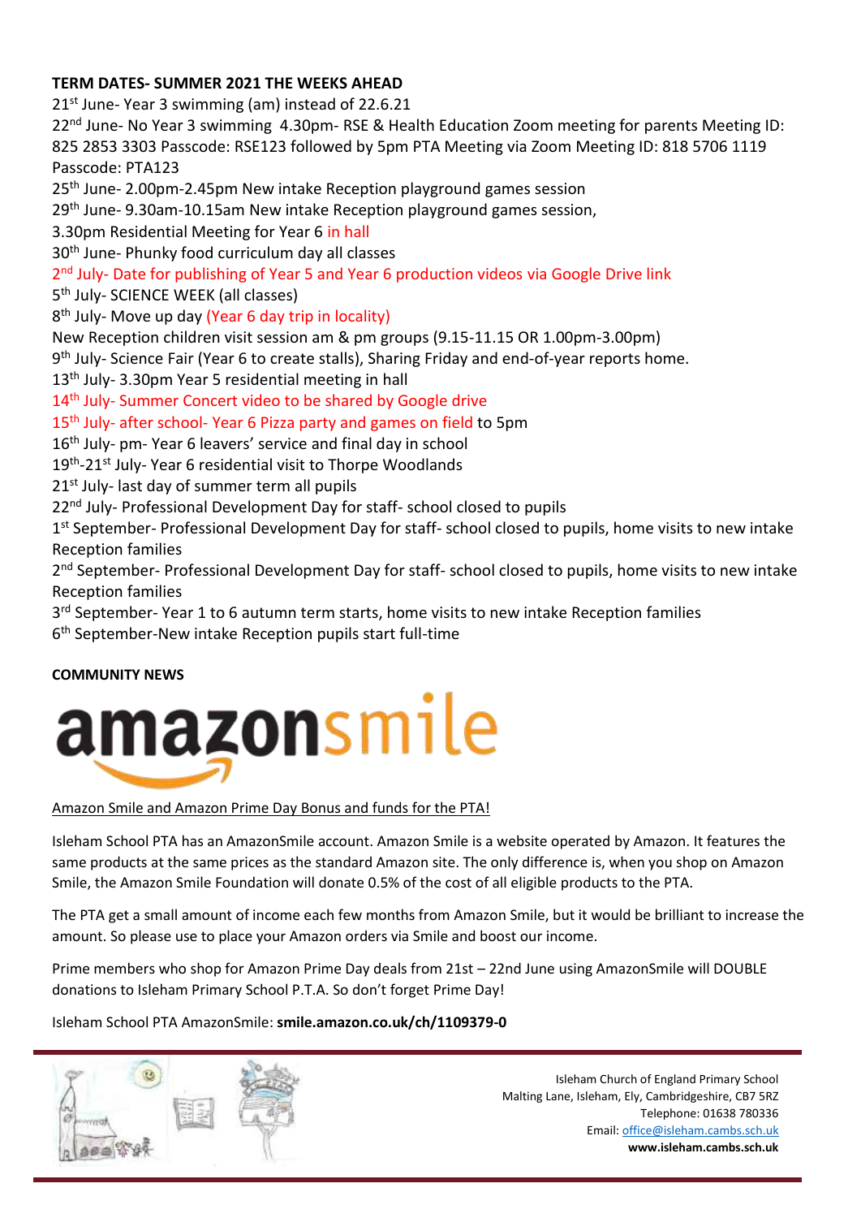**TERM DATES- SUMMER 2021 THE WEEKS AHEAD**

21st June- Year 3 swimming (am) instead of 22.6.21

22nd June- No Year 3 swimming 4.30pm- RSE & Health Education Zoom meeting for parents Meeting ID: 825 2853 3303 Passcode: RSE123 followed by 5pm PTA Meeting via Zoom Meeting ID: 818 5706 1119 Passcode: PTA123

25th June- 2.00pm-2.45pm New intake Reception playground games session

29th June- 9.30am-10.15am New intake Reception playground games session,

3.30pm Residential Meeting for Year 6 in hall

30th June- Phunky food curriculum day all classes

2nd July- Date for publishing of Year 5 and Year 6 production videos via Google Drive link

5th July- SCIENCE WEEK (all classes)

8th July- Move up day (Year 6 day trip in locality)

New Reception children visit session am & pm groups (9.15-11.15 OR 1.00pm-3.00pm)

9th July- Science Fair (Year 6 to create stalls), Sharing Friday and end-of-year reports home.

13th July- 3.30pm Year 5 residential meeting in hall

14th July- Summer Concert video to be shared by Google drive

15th July- after school- Year 6 Pizza party and games on field to 5pm

16th July- pm- Year 6 leavers' service and final day in school

19th-21st July- Year 6 residential visit to Thorpe Woodlands

21st July- last day of summer term all pupils

22nd July- Professional Development Day for staff- school closed to pupils

1st September- Professional Development Day for staff- school closed to pupils, home visits to new intake Reception families

2nd September- Professional Development Day for staff- school closed to pupils, home visits to new intake Reception families

3rd September- Year 1 to 6 autumn term starts, home visits to new intake Reception families

6th September-New intake Reception pupils start full-time

**COMMUNITY NEWS**

amazonsmile

Amazon Smile and Amazon Prime Day Bonus and funds for the PTA!

Isleham School PTA has an AmazonSmile account. Amazon Smile is a website operated by Amazon. It features the same products at the same prices as the standard Amazon site. The only difference is, when you shop on Amazon Smile, the Amazon Smile Foundation will donate 0.5% of the cost of all eligible products to the PTA.

The PTA get a small amount of income each few months from Amazon Smile, but it would be brilliant to increase the amount. So please use to place your Amazon orders via Smile and boost our income.

Prime members who shop for Amazon Prime Day deals from 21st – 22nd June using AmazonSmile will DOUBLE donations to Isleham Primary School P.T.A. So don't forget Prime Day!

Isleham School PTA AmazonSmile: **smile.amazon.co.uk/ch/1109379-0**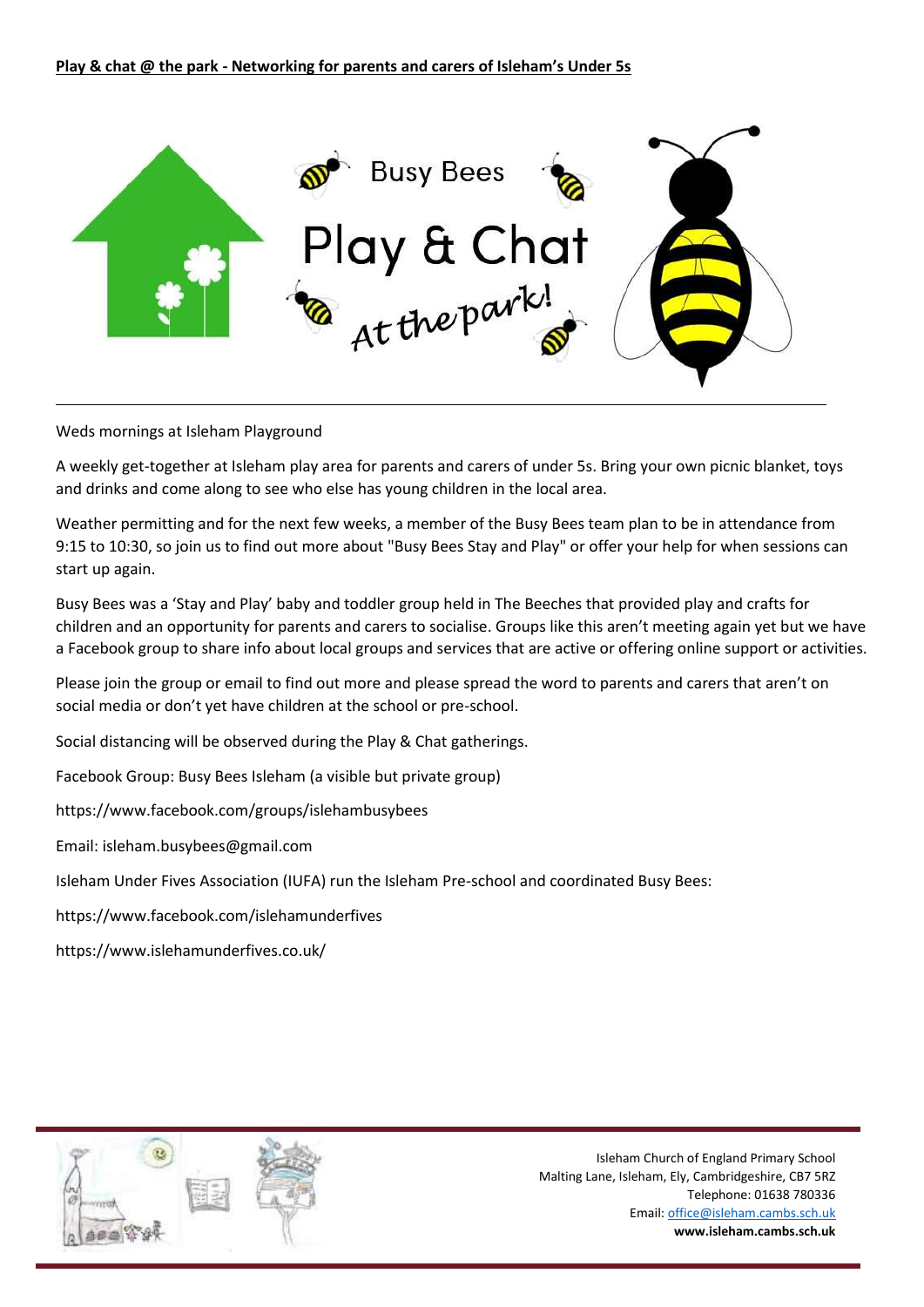**Play & chat @ the park - Networking for parents and carers of Isleham's Under 5s**

Busy Bees

Play & Chat

At the park!

---

Weds mornings at Isleham Playground

A weekly get-together at Isleham play area for parents and carers of under 5s. Bring your own picnic blanket, toys and drinks and come along to see who else has young children in the local area.

Weather permitting and for the next few weeks, a member of the Busy Bees team plan to be in attendance from 9:15 to 10:30, so join us to find out more about "Busy Bees Stay and Play" or offer your help for when sessions can start up again.

Busy Bees was a 'Stay and Play' baby and toddler group held in The Beeches that provided play and crafts for children and an opportunity for parents and carers to socialise. Groups like this aren't meeting again yet but we have a Facebook group to share info about local groups and services that are active or offering online support or activities.

Please join the group or email to find out more and please spread the word to parents and carers that aren't on social media or don't yet have children at the school or pre-school.

Social distancing will be observed during the Play & Chat gatherings.

Facebook Group: Busy Bees Isleham (a visible but private group)

https://www.facebook.com/groups/islehambusybees

Email: isleham.busybees@gmail.com

Isleham Under Fives Association (IUFA) run the Isleham Pre-school and coordinated Busy Bees:

https://www.facebook.com/islehamunderfives

https://www.islehamunderfives.co.uk/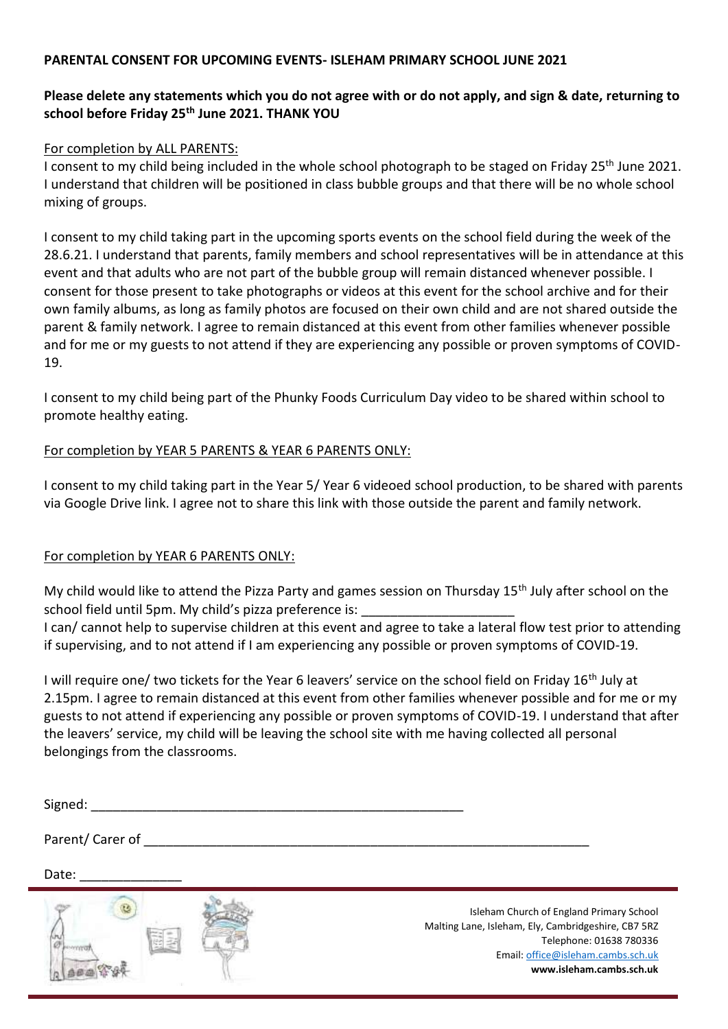**PARENTAL CONSENT FOR UPCOMING EVENTS- ISLEHAM PRIMARY SCHOOL JUNE 2021**

**Please delete any statements which you do not agree with or do not apply, and sign & date, returning to school before Friday 25th June 2021. THANK YOU**

For completion by ALL PARENTS:

I consent to my child being included in the whole school photograph to be staged on Friday 25th June 2021. I understand that children will be positioned in class bubble groups and that there will be no whole school mixing of groups.

I consent to my child taking part in the upcoming sports events on the school field during the week of the 28.6.21. I understand that parents, family members and school representatives will be in attendance at this event and that adults who are not part of the bubble group will remain distanced whenever possible. I consent for those present to take photographs or videos at this event for the school archive and for their own family albums, as long as family photos are focused on their own child and are not shared outside the parent & family network. I agree to remain distanced at this event from other families whenever possible and for me or my guests to not attend if they are experiencing any possible or proven symptoms of COVID-19.

I consent to my child being part of the Phunky Foods Curriculum Day video to be shared within school to promote healthy eating.

For completion by YEAR 5 PARENTS & YEAR 6 PARENTS ONLY:

I consent to my child taking part in the Year 5/ Year 6 videoed school production, to be shared with parents via Google Drive link. I agree not to share this link with those outside the parent and family network.

For completion by YEAR 6 PARENTS ONLY:

My child would like to attend the Pizza Party and games session on Thursday 15th July after school on the school field until 5pm. My child's pizza preference is: ____________________

I can/ cannot help to supervise children at this event and agree to take a lateral flow test prior to attending if supervising, and to not attend if I am experiencing any possible or proven symptoms of COVID-19.

I will require one/ two tickets for the Year 6 leavers' service on the school field on Friday 16th July at 2.15pm. I agree to remain distanced at this event from other families whenever possible and for me or my guests to not attend if experiencing any possible or proven symptoms of COVID-19. I understand that after the leavers' service, my child will be leaving the school site with me having collected all personal belongings from the classrooms.

Signed: ____________________________________________________

Parent/ Carer of ______________________________________________________________

Date: ______________

Isleham Church of England Primary School
Malting Lane, Isleham, Ely, Cambridgeshire, CB7 5RZ
Telephone: 01638 780336
Email: office@isleham.cambs.sch.uk
**www.isleham.cambs.sch.uk**